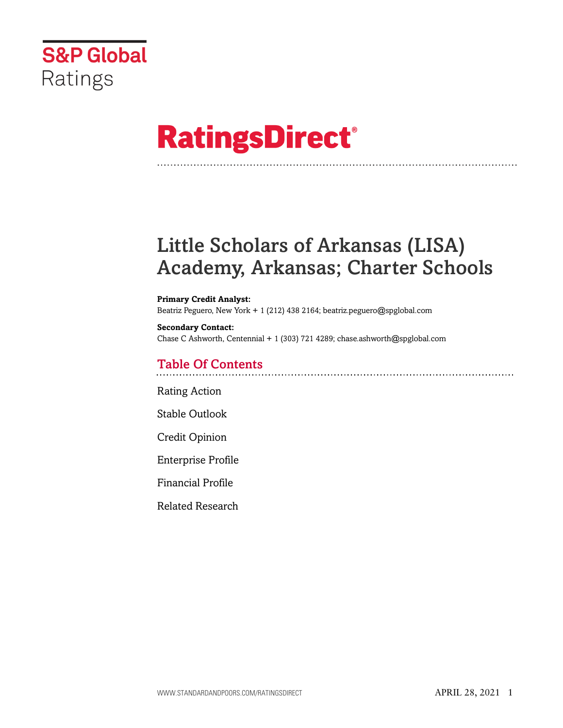S&P Global Ratings

# RatingsDirect®

# Little Scholars of Arkansas (LISA) Academy, Arkansas; Charter Schools

**Primary Credit Analyst:**
Beatriz Peguero, New York + 1 (212) 438 2164; beatriz.peguero@spglobal.com

**Secondary Contact:**
Chase C Ashworth, Centennial + 1 (303) 721 4289; chase.ashworth@spglobal.com

## Table Of Contents

Rating Action

Stable Outlook

Credit Opinion

Enterprise Profile

Financial Profile

Related Research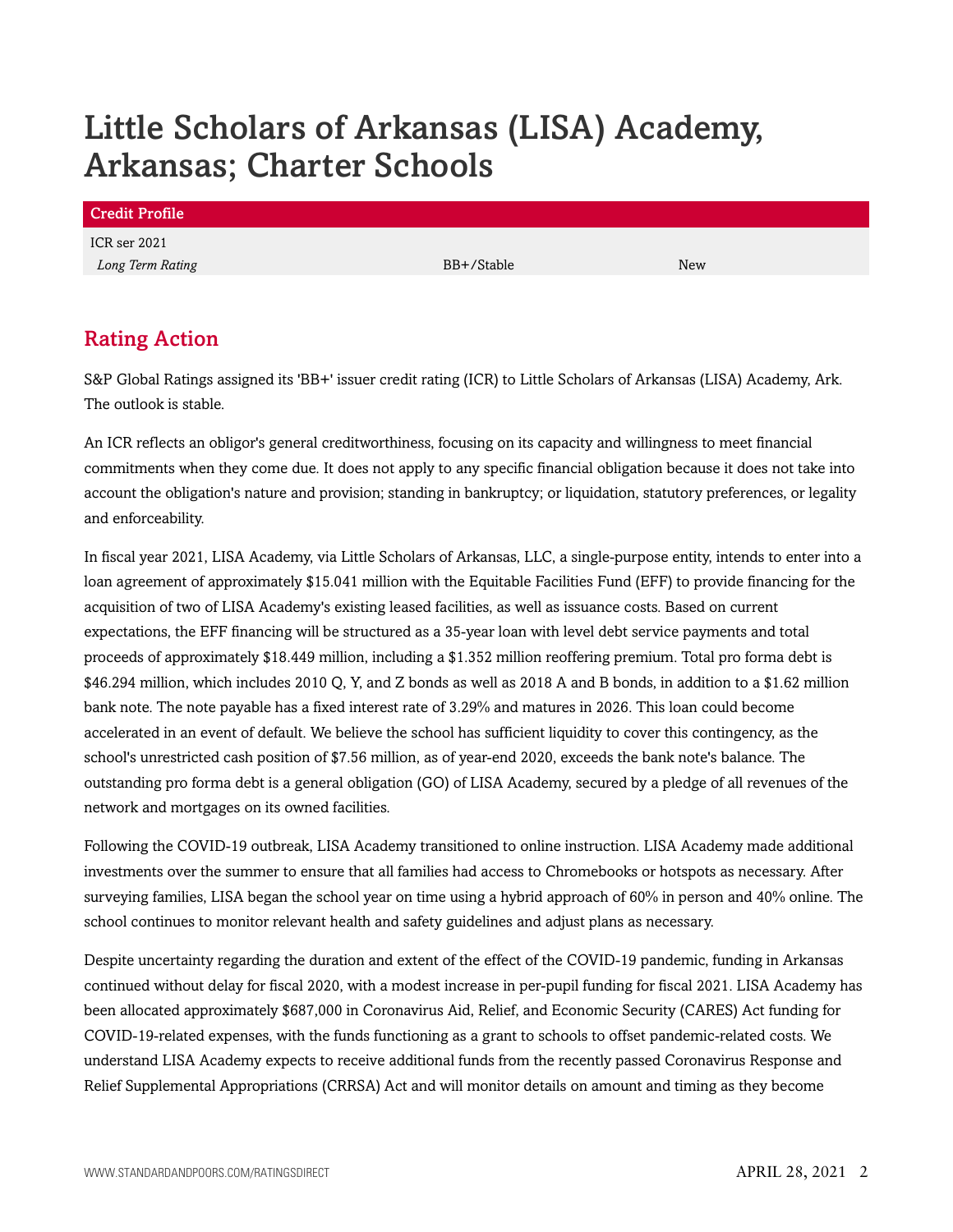# Little Scholars of Arkansas (LISA) Academy, Arkansas; Charter Schools

| Credit Profile | | |
|---|---|---|
| ICR ser 2021 | | |
| *Long Term Rating* | BB+/Stable | New |

## Rating Action

S&P Global Ratings assigned its 'BB+' issuer credit rating (ICR) to Little Scholars of Arkansas (LISA) Academy, Ark. The outlook is stable.

An ICR reflects an obligor's general creditworthiness, focusing on its capacity and willingness to meet financial commitments when they come due. It does not apply to any specific financial obligation because it does not take into account the obligation's nature and provision; standing in bankruptcy; or liquidation, statutory preferences, or legality and enforceability.

In fiscal year 2021, LISA Academy, via Little Scholars of Arkansas, LLC, a single-purpose entity, intends to enter into a loan agreement of approximately $15.041 million with the Equitable Facilities Fund (EFF) to provide financing for the acquisition of two of LISA Academy's existing leased facilities, as well as issuance costs. Based on current expectations, the EFF financing will be structured as a 35-year loan with level debt service payments and total proceeds of approximately $18.449 million, including a $1.352 million reoffering premium. Total pro forma debt is $46.294 million, which includes 2010 Q, Y, and Z bonds as well as 2018 A and B bonds, in addition to a $1.62 million bank note. The note payable has a fixed interest rate of 3.29% and matures in 2026. This loan could become accelerated in an event of default. We believe the school has sufficient liquidity to cover this contingency, as the school's unrestricted cash position of $7.56 million, as of year-end 2020, exceeds the bank note's balance. The outstanding pro forma debt is a general obligation (GO) of LISA Academy, secured by a pledge of all revenues of the network and mortgages on its owned facilities.

Following the COVID-19 outbreak, LISA Academy transitioned to online instruction. LISA Academy made additional investments over the summer to ensure that all families had access to Chromebooks or hotspots as necessary. After surveying families, LISA began the school year on time using a hybrid approach of 60% in person and 40% online. The school continues to monitor relevant health and safety guidelines and adjust plans as necessary.

Despite uncertainty regarding the duration and extent of the effect of the COVID-19 pandemic, funding in Arkansas continued without delay for fiscal 2020, with a modest increase in per-pupil funding for fiscal 2021. LISA Academy has been allocated approximately $687,000 in Coronavirus Aid, Relief, and Economic Security (CARES) Act funding for COVID-19-related expenses, with the funds functioning as a grant to schools to offset pandemic-related costs. We understand LISA Academy expects to receive additional funds from the recently passed Coronavirus Response and Relief Supplemental Appropriations (CRRSA) Act and will monitor details on amount and timing as they become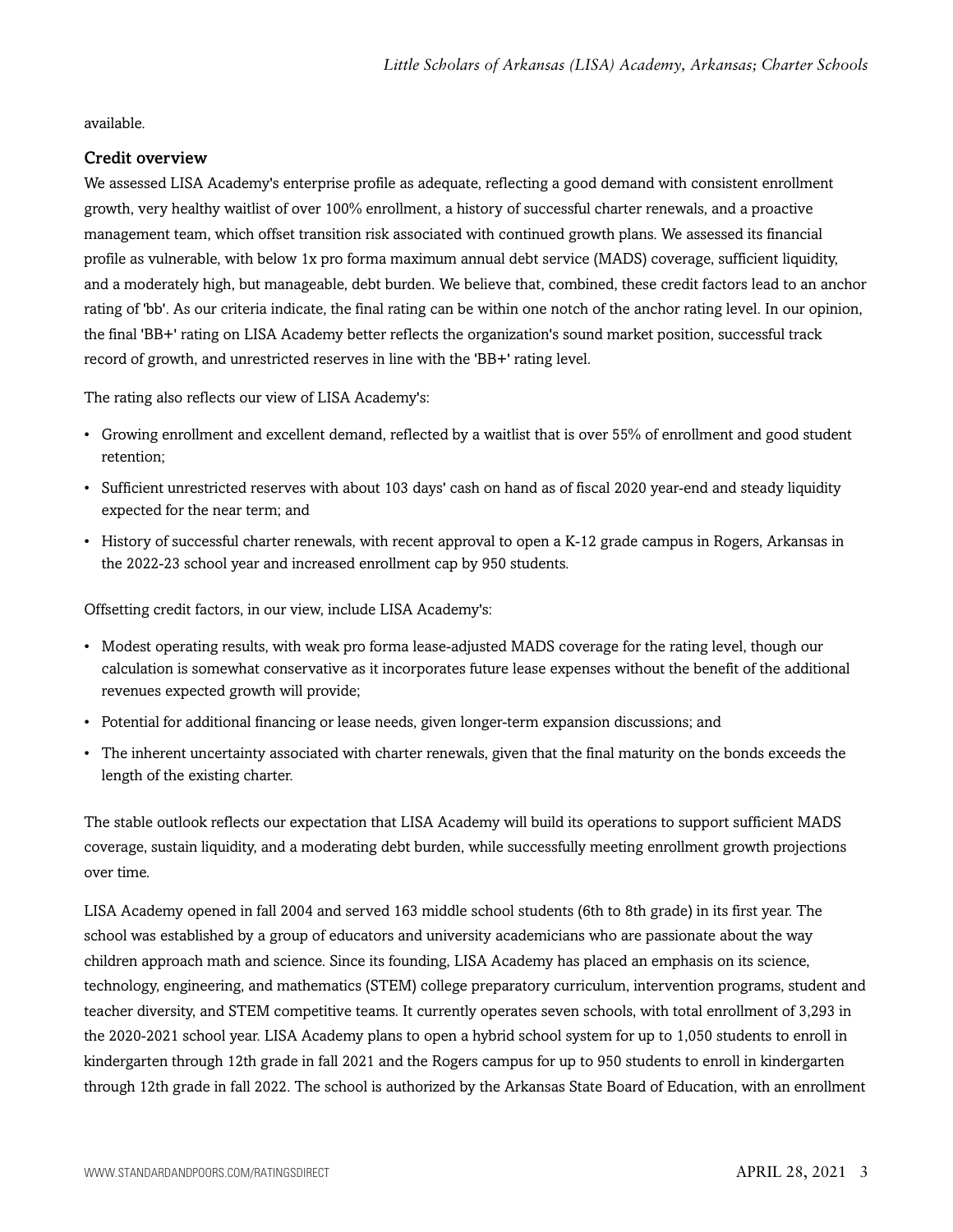available.

### Credit overview

We assessed LISA Academy's enterprise profile as adequate, reflecting a good demand with consistent enrollment growth, very healthy waitlist of over 100% enrollment, a history of successful charter renewals, and a proactive management team, which offset transition risk associated with continued growth plans. We assessed its financial profile as vulnerable, with below 1x pro forma maximum annual debt service (MADS) coverage, sufficient liquidity, and a moderately high, but manageable, debt burden. We believe that, combined, these credit factors lead to an anchor rating of 'bb'. As our criteria indicate, the final rating can be within one notch of the anchor rating level. In our opinion, the final 'BB+' rating on LISA Academy better reflects the organization's sound market position, successful track record of growth, and unrestricted reserves in line with the 'BB+' rating level.

The rating also reflects our view of LISA Academy's:

- Growing enrollment and excellent demand, reflected by a waitlist that is over 55% of enrollment and good student retention;
- Sufficient unrestricted reserves with about 103 days' cash on hand as of fiscal 2020 year-end and steady liquidity expected for the near term; and
- History of successful charter renewals, with recent approval to open a K-12 grade campus in Rogers, Arkansas in the 2022-23 school year and increased enrollment cap by 950 students.

Offsetting credit factors, in our view, include LISA Academy's:

- Modest operating results, with weak pro forma lease-adjusted MADS coverage for the rating level, though our calculation is somewhat conservative as it incorporates future lease expenses without the benefit of the additional revenues expected growth will provide;
- Potential for additional financing or lease needs, given longer-term expansion discussions; and
- The inherent uncertainty associated with charter renewals, given that the final maturity on the bonds exceeds the length of the existing charter.

The stable outlook reflects our expectation that LISA Academy will build its operations to support sufficient MADS coverage, sustain liquidity, and a moderating debt burden, while successfully meeting enrollment growth projections over time.

LISA Academy opened in fall 2004 and served 163 middle school students (6th to 8th grade) in its first year. The school was established by a group of educators and university academicians who are passionate about the way children approach math and science. Since its founding, LISA Academy has placed an emphasis on its science, technology, engineering, and mathematics (STEM) college preparatory curriculum, intervention programs, student and teacher diversity, and STEM competitive teams. It currently operates seven schools, with total enrollment of 3,293 in the 2020-2021 school year. LISA Academy plans to open a hybrid school system for up to 1,050 students to enroll in kindergarten through 12th grade in fall 2021 and the Rogers campus for up to 950 students to enroll in kindergarten through 12th grade in fall 2022. The school is authorized by the Arkansas State Board of Education, with an enrollment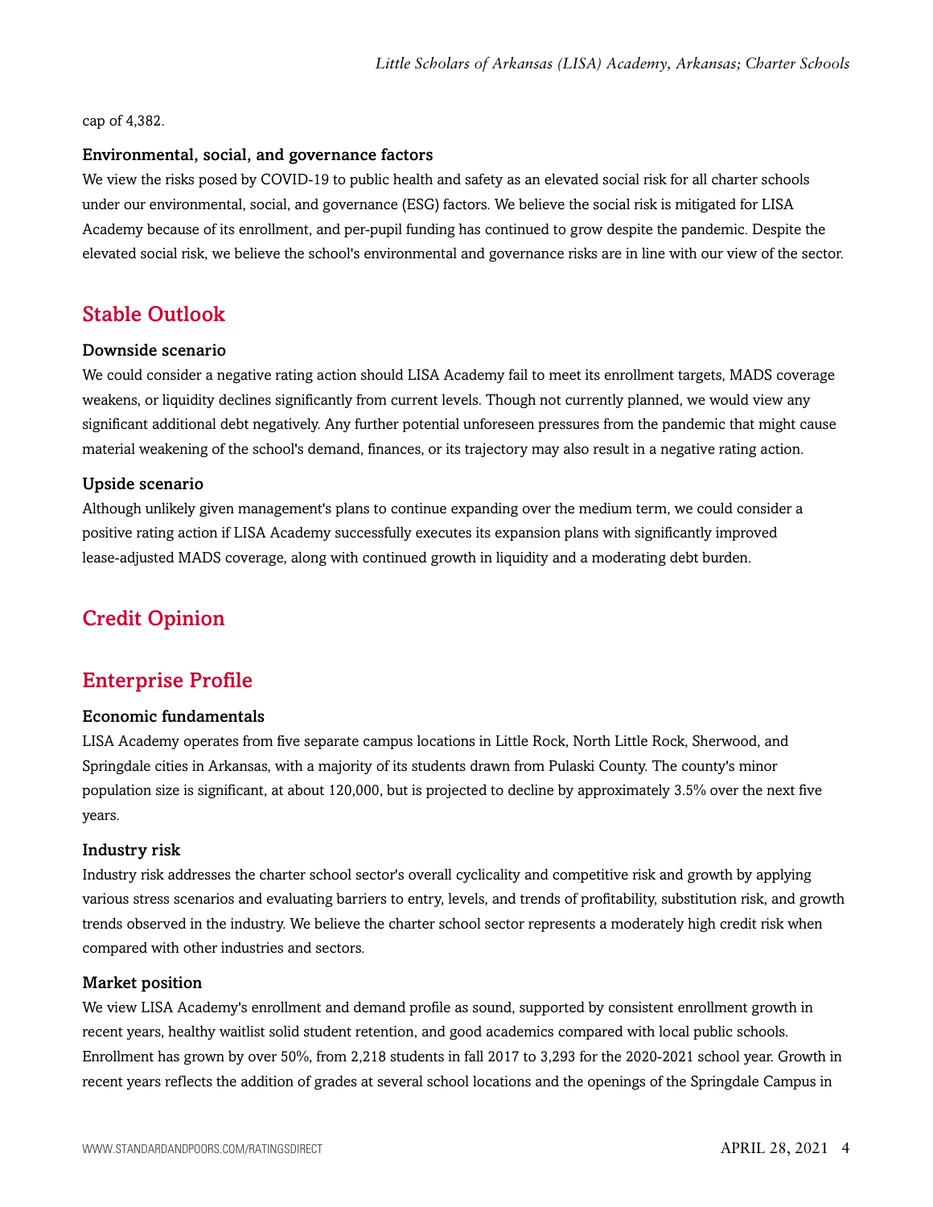cap of 4,382.

### Environmental, social, and governance factors

We view the risks posed by COVID-19 to public health and safety as an elevated social risk for all charter schools under our environmental, social, and governance (ESG) factors. We believe the social risk is mitigated for LISA Academy because of its enrollment, and per-pupil funding has continued to grow despite the pandemic. Despite the elevated social risk, we believe the school's environmental and governance risks are in line with our view of the sector.

## Stable Outlook

### Downside scenario

We could consider a negative rating action should LISA Academy fail to meet its enrollment targets, MADS coverage weakens, or liquidity declines significantly from current levels. Though not currently planned, we would view any significant additional debt negatively. Any further potential unforeseen pressures from the pandemic that might cause material weakening of the school's demand, finances, or its trajectory may also result in a negative rating action.

### Upside scenario

Although unlikely given management's plans to continue expanding over the medium term, we could consider a positive rating action if LISA Academy successfully executes its expansion plans with significantly improved lease-adjusted MADS coverage, along with continued growth in liquidity and a moderating debt burden.

## Credit Opinion

## Enterprise Profile

### Economic fundamentals

LISA Academy operates from five separate campus locations in Little Rock, North Little Rock, Sherwood, and Springdale cities in Arkansas, with a majority of its students drawn from Pulaski County. The county's minor population size is significant, at about 120,000, but is projected to decline by approximately 3.5% over the next five years.

### Industry risk

Industry risk addresses the charter school sector's overall cyclicality and competitive risk and growth by applying various stress scenarios and evaluating barriers to entry, levels, and trends of profitability, substitution risk, and growth trends observed in the industry. We believe the charter school sector represents a moderately high credit risk when compared with other industries and sectors.

### Market position

We view LISA Academy's enrollment and demand profile as sound, supported by consistent enrollment growth in recent years, healthy waitlist solid student retention, and good academics compared with local public schools. Enrollment has grown by over 50%, from 2,218 students in fall 2017 to 3,293 for the 2020-2021 school year. Growth in recent years reflects the addition of grades at several school locations and the openings of the Springdale Campus in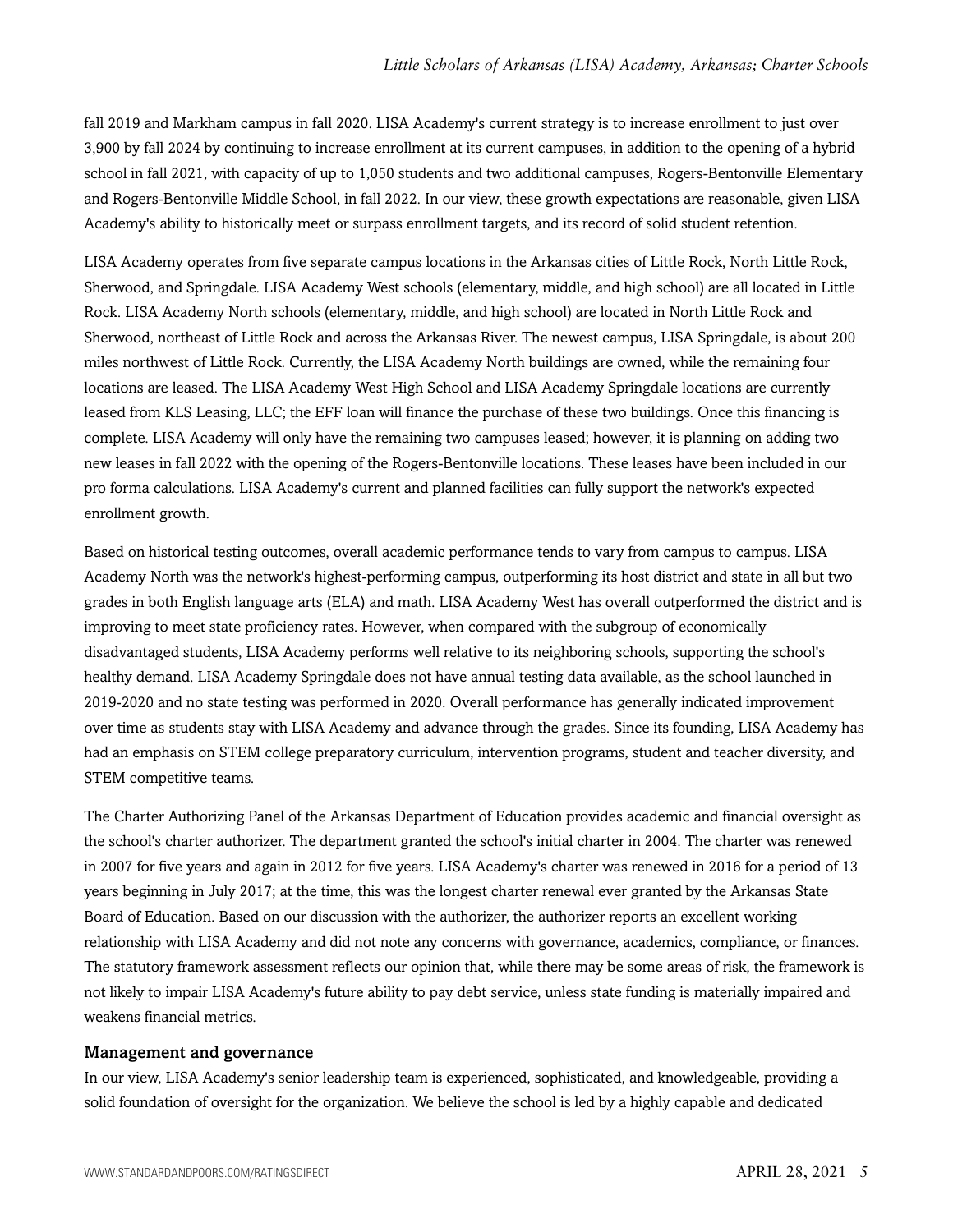fall 2019 and Markham campus in fall 2020. LISA Academy's current strategy is to increase enrollment to just over 3,900 by fall 2024 by continuing to increase enrollment at its current campuses, in addition to the opening of a hybrid school in fall 2021, with capacity of up to 1,050 students and two additional campuses, Rogers-Bentonville Elementary and Rogers-Bentonville Middle School, in fall 2022. In our view, these growth expectations are reasonable, given LISA Academy's ability to historically meet or surpass enrollment targets, and its record of solid student retention.

LISA Academy operates from five separate campus locations in the Arkansas cities of Little Rock, North Little Rock, Sherwood, and Springdale. LISA Academy West schools (elementary, middle, and high school) are all located in Little Rock. LISA Academy North schools (elementary, middle, and high school) are located in North Little Rock and Sherwood, northeast of Little Rock and across the Arkansas River. The newest campus, LISA Springdale, is about 200 miles northwest of Little Rock. Currently, the LISA Academy North buildings are owned, while the remaining four locations are leased. The LISA Academy West High School and LISA Academy Springdale locations are currently leased from KLS Leasing, LLC; the EFF loan will finance the purchase of these two buildings. Once this financing is complete. LISA Academy will only have the remaining two campuses leased; however, it is planning on adding two new leases in fall 2022 with the opening of the Rogers-Bentonville locations. These leases have been included in our pro forma calculations. LISA Academy's current and planned facilities can fully support the network's expected enrollment growth.

Based on historical testing outcomes, overall academic performance tends to vary from campus to campus. LISA Academy North was the network's highest-performing campus, outperforming its host district and state in all but two grades in both English language arts (ELA) and math. LISA Academy West has overall outperformed the district and is improving to meet state proficiency rates. However, when compared with the subgroup of economically disadvantaged students, LISA Academy performs well relative to its neighboring schools, supporting the school's healthy demand. LISA Academy Springdale does not have annual testing data available, as the school launched in 2019-2020 and no state testing was performed in 2020. Overall performance has generally indicated improvement over time as students stay with LISA Academy and advance through the grades. Since its founding, LISA Academy has had an emphasis on STEM college preparatory curriculum, intervention programs, student and teacher diversity, and STEM competitive teams.

The Charter Authorizing Panel of the Arkansas Department of Education provides academic and financial oversight as the school's charter authorizer. The department granted the school's initial charter in 2004. The charter was renewed in 2007 for five years and again in 2012 for five years. LISA Academy's charter was renewed in 2016 for a period of 13 years beginning in July 2017; at the time, this was the longest charter renewal ever granted by the Arkansas State Board of Education. Based on our discussion with the authorizer, the authorizer reports an excellent working relationship with LISA Academy and did not note any concerns with governance, academics, compliance, or finances. The statutory framework assessment reflects our opinion that, while there may be some areas of risk, the framework is not likely to impair LISA Academy's future ability to pay debt service, unless state funding is materially impaired and weakens financial metrics.

### Management and governance

In our view, LISA Academy's senior leadership team is experienced, sophisticated, and knowledgeable, providing a solid foundation of oversight for the organization. We believe the school is led by a highly capable and dedicated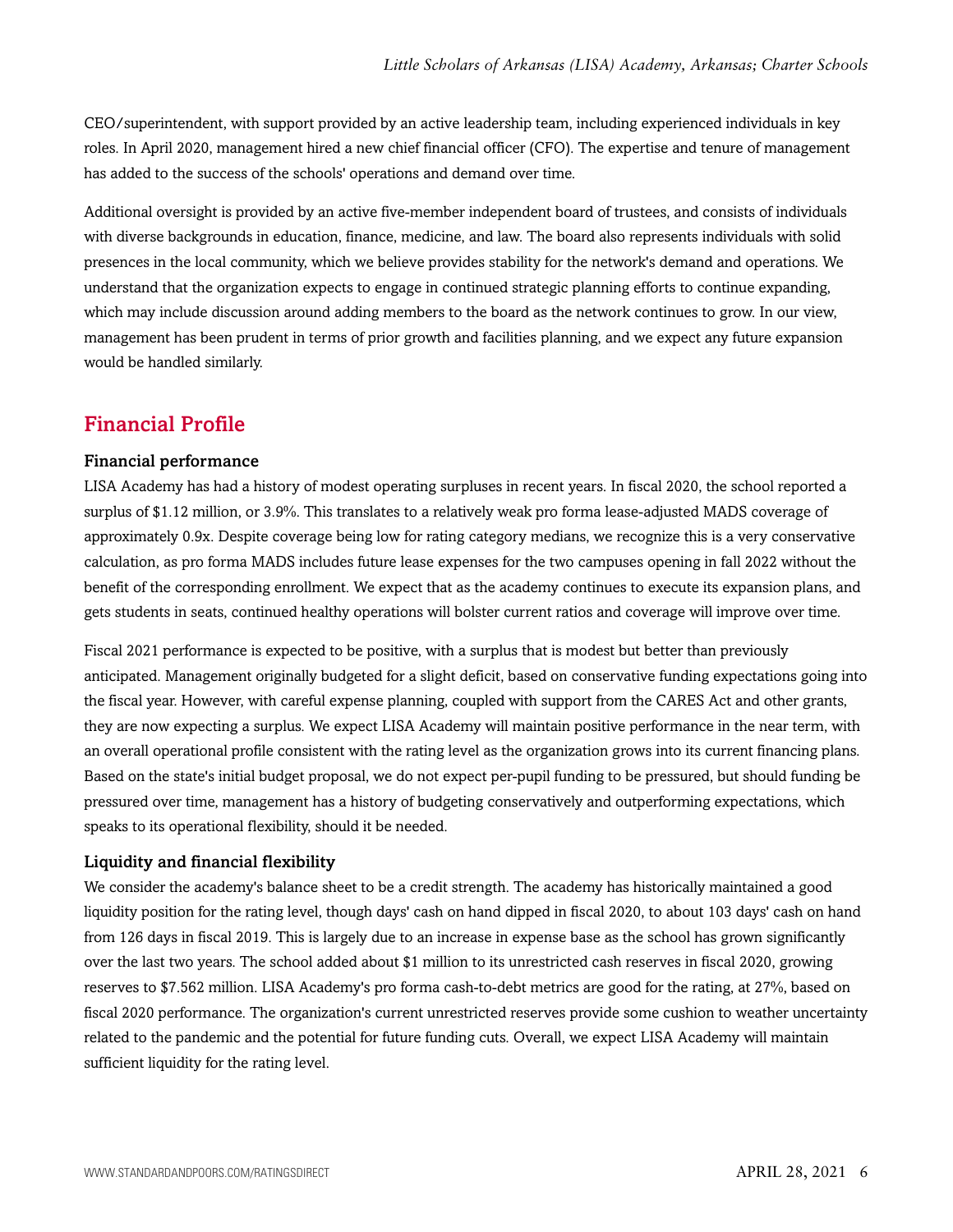CEO/superintendent, with support provided by an active leadership team, including experienced individuals in key roles. In April 2020, management hired a new chief financial officer (CFO). The expertise and tenure of management has added to the success of the schools' operations and demand over time.

Additional oversight is provided by an active five-member independent board of trustees, and consists of individuals with diverse backgrounds in education, finance, medicine, and law. The board also represents individuals with solid presences in the local community, which we believe provides stability for the network's demand and operations. We understand that the organization expects to engage in continued strategic planning efforts to continue expanding, which may include discussion around adding members to the board as the network continues to grow. In our view, management has been prudent in terms of prior growth and facilities planning, and we expect any future expansion would be handled similarly.

## Financial Profile

### Financial performance

LISA Academy has had a history of modest operating surpluses in recent years. In fiscal 2020, the school reported a surplus of $1.12 million, or 3.9%. This translates to a relatively weak pro forma lease-adjusted MADS coverage of approximately 0.9x. Despite coverage being low for rating category medians, we recognize this is a very conservative calculation, as pro forma MADS includes future lease expenses for the two campuses opening in fall 2022 without the benefit of the corresponding enrollment. We expect that as the academy continues to execute its expansion plans, and gets students in seats, continued healthy operations will bolster current ratios and coverage will improve over time.

Fiscal 2021 performance is expected to be positive, with a surplus that is modest but better than previously anticipated. Management originally budgeted for a slight deficit, based on conservative funding expectations going into the fiscal year. However, with careful expense planning, coupled with support from the CARES Act and other grants, they are now expecting a surplus. We expect LISA Academy will maintain positive performance in the near term, with an overall operational profile consistent with the rating level as the organization grows into its current financing plans. Based on the state's initial budget proposal, we do not expect per-pupil funding to be pressured, but should funding be pressured over time, management has a history of budgeting conservatively and outperforming expectations, which speaks to its operational flexibility, should it be needed.

### Liquidity and financial flexibility

We consider the academy's balance sheet to be a credit strength. The academy has historically maintained a good liquidity position for the rating level, though days' cash on hand dipped in fiscal 2020, to about 103 days' cash on hand from 126 days in fiscal 2019. This is largely due to an increase in expense base as the school has grown significantly over the last two years. The school added about $1 million to its unrestricted cash reserves in fiscal 2020, growing reserves to $7.562 million. LISA Academy's pro forma cash-to-debt metrics are good for the rating, at 27%, based on fiscal 2020 performance. The organization's current unrestricted reserves provide some cushion to weather uncertainty related to the pandemic and the potential for future funding cuts. Overall, we expect LISA Academy will maintain sufficient liquidity for the rating level.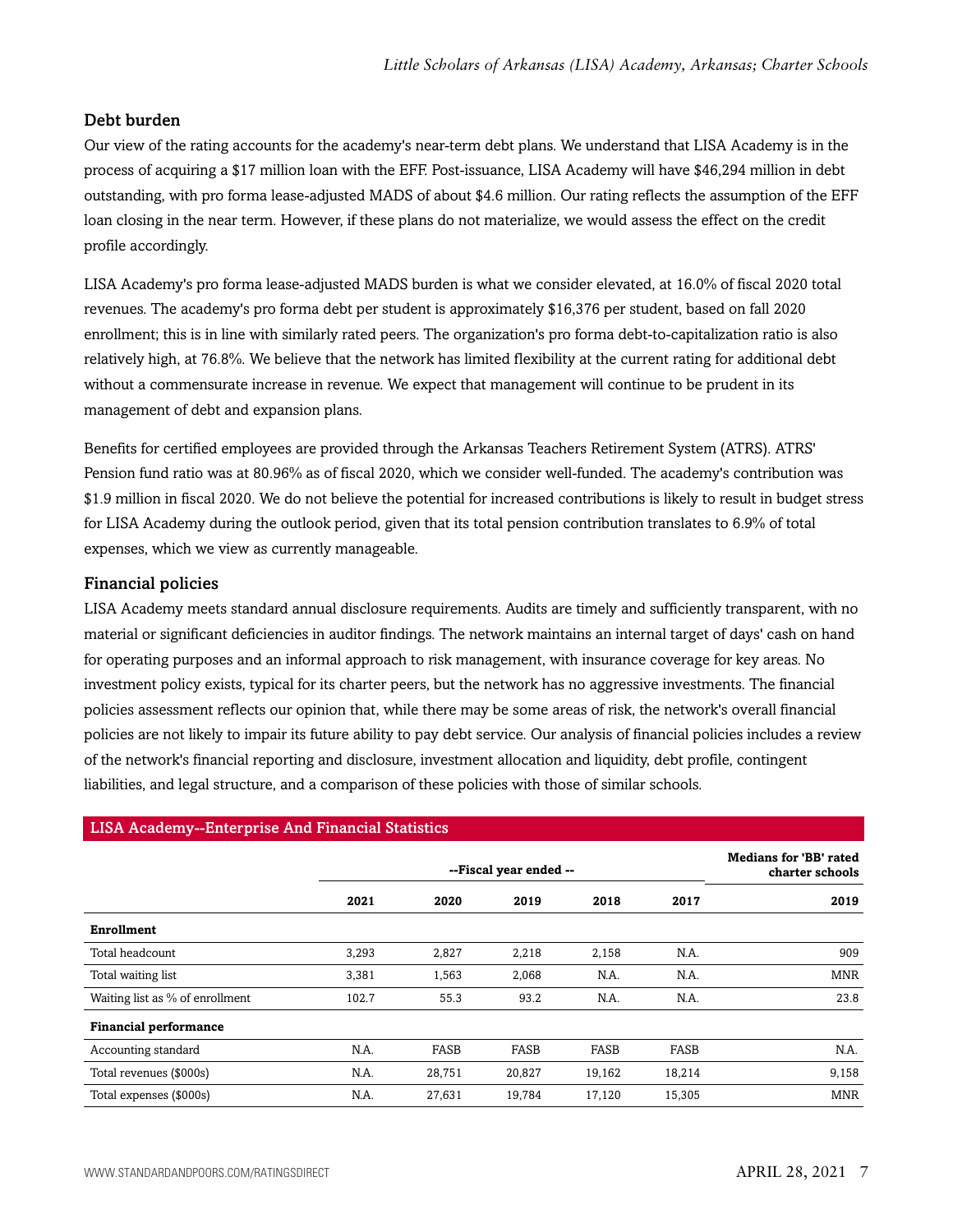### Debt burden

Our view of the rating accounts for the academy's near-term debt plans. We understand that LISA Academy is in the process of acquiring a $17 million loan with the EFF. Post-issuance, LISA Academy will have $46,294 million in debt outstanding, with pro forma lease-adjusted MADS of about $4.6 million. Our rating reflects the assumption of the EFF loan closing in the near term. However, if these plans do not materialize, we would assess the effect on the credit profile accordingly.

LISA Academy's pro forma lease-adjusted MADS burden is what we consider elevated, at 16.0% of fiscal 2020 total revenues. The academy's pro forma debt per student is approximately $16,376 per student, based on fall 2020 enrollment; this is in line with similarly rated peers. The organization's pro forma debt-to-capitalization ratio is also relatively high, at 76.8%. We believe that the network has limited flexibility at the current rating for additional debt without a commensurate increase in revenue. We expect that management will continue to be prudent in its management of debt and expansion plans.

Benefits for certified employees are provided through the Arkansas Teachers Retirement System (ATRS). ATRS' Pension fund ratio was at 80.96% as of fiscal 2020, which we consider well-funded. The academy's contribution was $1.9 million in fiscal 2020. We do not believe the potential for increased contributions is likely to result in budget stress for LISA Academy during the outlook period, given that its total pension contribution translates to 6.9% of total expenses, which we view as currently manageable.

### Financial policies

LISA Academy meets standard annual disclosure requirements. Audits are timely and sufficiently transparent, with no material or significant deficiencies in auditor findings. The network maintains an internal target of days' cash on hand for operating purposes and an informal approach to risk management, with insurance coverage for key areas. No investment policy exists, typical for its charter peers, but the network has no aggressive investments. The financial policies assessment reflects our opinion that, while there may be some areas of risk, the network's overall financial policies are not likely to impair its future ability to pay debt service. Our analysis of financial policies includes a review of the network's financial reporting and disclosure, investment allocation and liquidity, debt profile, contingent liabilities, and legal structure, and a comparison of these policies with those of similar schools.

**LISA Academy--Enterprise And Financial Statistics**

| | --Fiscal year ended -- | | | | | Medians for 'BB' rated charter schools |
|---|---|---|---|---|---|---|
| | 2021 | 2020 | 2019 | 2018 | 2017 | 2019 |
| **Enrollment** | | | | | | |
| Total headcount | 3,293 | 2,827 | 2,218 | 2,158 | N.A. | 909 |
| Total waiting list | 3,381 | 1,563 | 2,068 | N.A. | N.A. | MNR |
| Waiting list as % of enrollment | 102.7 | 55.3 | 93.2 | N.A. | N.A. | 23.8 |
| **Financial performance** | | | | | | |
| Accounting standard | N.A. | FASB | FASB | FASB | FASB | N.A. |
| Total revenues ($000s) | N.A. | 28,751 | 20,827 | 19,162 | 18,214 | 9,158 |
| Total expenses ($000s) | N.A. | 27,631 | 19,784 | 17,120 | 15,305 | MNR |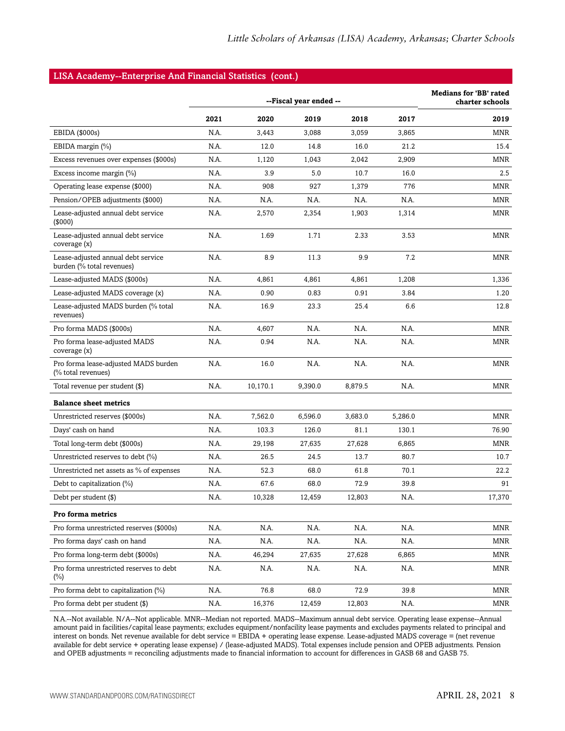## LISA Academy--Enterprise And Financial Statistics (cont.)

| | --Fiscal year ended -- | | | | | Medians for 'BB' rated charter schools |
|---|---|---|---|---|---|---|
| | 2021 | 2020 | 2019 | 2018 | 2017 | 2019 |
| EBIDA ($000s) | N.A. | 3,443 | 3,088 | 3,059 | 3,865 | MNR |
| EBIDA margin (%) | N.A. | 12.0 | 14.8 | 16.0 | 21.2 | 15.4 |
| Excess revenues over expenses ($000s) | N.A. | 1,120 | 1,043 | 2,042 | 2,909 | MNR |
| Excess income margin (%) | N.A. | 3.9 | 5.0 | 10.7 | 16.0 | 2.5 |
| Operating lease expense ($000) | N.A. | 908 | 927 | 1,379 | 776 | MNR |
| Pension/OPEB adjustments ($000) | N.A. | N.A. | N.A. | N.A. | N.A. | MNR |
| Lease-adjusted annual debt service ($000) | N.A. | 2,570 | 2,354 | 1,903 | 1,314 | MNR |
| Lease-adjusted annual debt service coverage (x) | N.A. | 1.69 | 1.71 | 2.33 | 3.53 | MNR |
| Lease-adjusted annual debt service burden (% total revenues) | N.A. | 8.9 | 11.3 | 9.9 | 7.2 | MNR |
| Lease-adjusted MADS ($000s) | N.A. | 4,861 | 4,861 | 4,861 | 1,208 | 1,336 |
| Lease-adjusted MADS coverage (x) | N.A. | 0.90 | 0.83 | 0.91 | 3.84 | 1.20 |
| Lease-adjusted MADS burden (% total revenues) | N.A. | 16.9 | 23.3 | 25.4 | 6.6 | 12.8 |
| Pro forma MADS ($000s) | N.A. | 4,607 | N.A. | N.A. | N.A. | MNR |
| Pro forma lease-adjusted MADS coverage (x) | N.A. | 0.94 | N.A. | N.A. | N.A. | MNR |
| Pro forma lease-adjusted MADS burden (% total revenues) | N.A. | 16.0 | N.A. | N.A. | N.A. | MNR |
| Total revenue per student ($) | N.A. | 10,170.1 | 9,390.0 | 8,879.5 | N.A. | MNR |
| **Balance sheet metrics** | | | | | | |
| Unrestricted reserves ($000s) | N.A. | 7,562.0 | 6,596.0 | 3,683.0 | 5,286.0 | MNR |
| Days' cash on hand | N.A. | 103.3 | 126.0 | 81.1 | 130.1 | 76.90 |
| Total long-term debt ($000s) | N.A. | 29,198 | 27,635 | 27,628 | 6,865 | MNR |
| Unrestricted reserves to debt (%) | N.A. | 26.5 | 24.5 | 13.7 | 80.7 | 10.7 |
| Unrestricted net assets as % of expenses | N.A. | 52.3 | 68.0 | 61.8 | 70.1 | 22.2 |
| Debt to capitalization (%) | N.A. | 67.6 | 68.0 | 72.9 | 39.8 | 91 |
| Debt per student ($) | N.A. | 10,328 | 12,459 | 12,803 | N.A. | 17,370 |
| **Pro forma metrics** | | | | | | |
| Pro forma unrestricted reserves ($000s) | N.A. | N.A. | N.A. | N.A. | N.A. | MNR |
| Pro forma days' cash on hand | N.A. | N.A. | N.A. | N.A. | N.A. | MNR |
| Pro forma long-term debt ($000s) | N.A. | 46,294 | 27,635 | 27,628 | 6,865 | MNR |
| Pro forma unrestricted reserves to debt (%) | N.A. | N.A. | N.A. | N.A. | N.A. | MNR |
| Pro forma debt to capitalization (%) | N.A. | 76.8 | 68.0 | 72.9 | 39.8 | MNR |
| Pro forma debt per student ($) | N.A. | 16,376 | 12,459 | 12,803 | N.A. | MNR |

N.A.--Not available. N/A--Not applicable. MNR--Median not reported. MADS--Maximum annual debt service. Operating lease expense--Annual amount paid in facilities/capital lease payments; excludes equipment/nonfacility lease payments and excludes payments related to principal and interest on bonds. Net revenue available for debt service = EBIDA + operating lease expense. Lease-adjusted MADS coverage = (net revenue available for debt service + operating lease expense) / (lease-adjusted MADS). Total expenses include pension and OPEB adjustments. Pension and OPEB adjustments = reconciling adjustments made to financial information to account for differences in GASB 68 and GASB 75.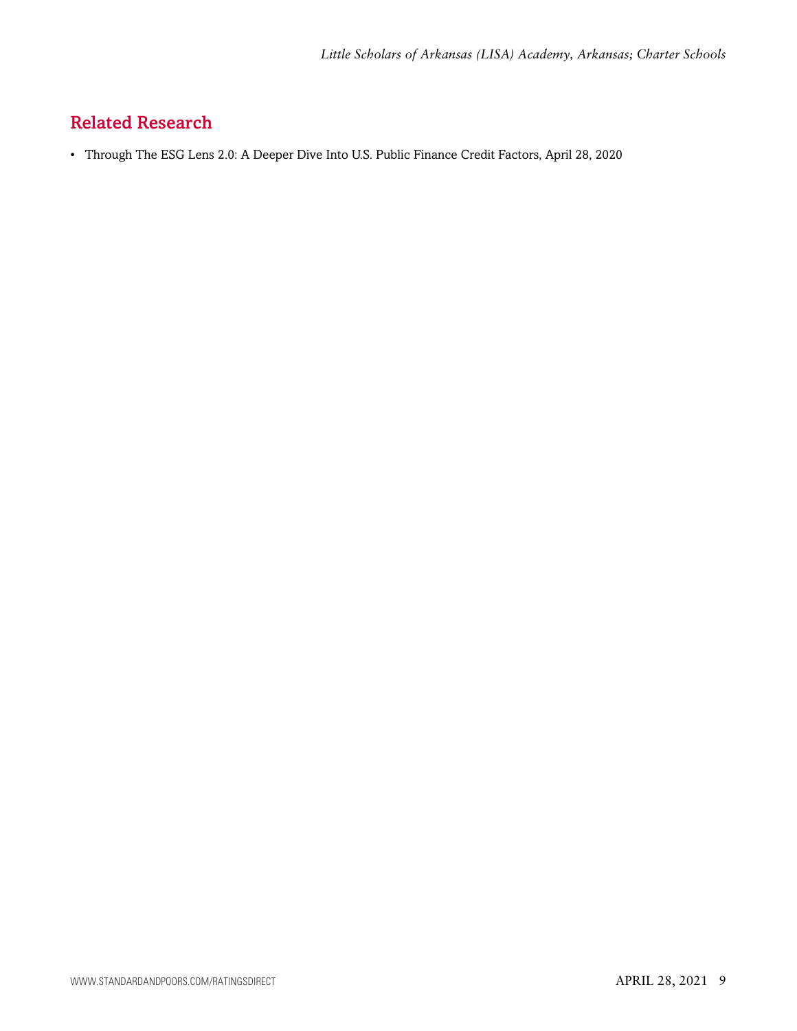## Related Research

- Through The ESG Lens 2.0: A Deeper Dive Into U.S. Public Finance Credit Factors, April 28, 2020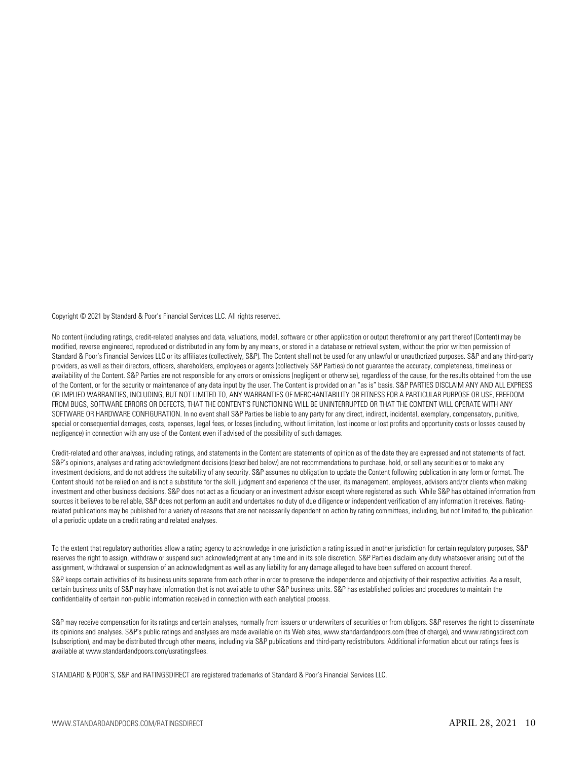Copyright © 2021 by Standard & Poor's Financial Services LLC. All rights reserved.

No content (including ratings, credit-related analyses and data, valuations, model, software or other application or output therefrom) or any part thereof (Content) may be modified, reverse engineered, reproduced or distributed in any form by any means, or stored in a database or retrieval system, without the prior written permission of Standard & Poor's Financial Services LLC or its affiliates (collectively, S&P). The Content shall not be used for any unlawful or unauthorized purposes. S&P and any third-party providers, as well as their directors, officers, shareholders, employees or agents (collectively S&P Parties) do not guarantee the accuracy, completeness, timeliness or availability of the Content. S&P Parties are not responsible for any errors or omissions (negligent or otherwise), regardless of the cause, for the results obtained from the use of the Content, or for the security or maintenance of any data input by the user. The Content is provided on an "as is" basis. S&P PARTIES DISCLAIM ANY AND ALL EXPRESS OR IMPLIED WARRANTIES, INCLUDING, BUT NOT LIMITED TO, ANY WARRANTIES OF MERCHANTABILITY OR FITNESS FOR A PARTICULAR PURPOSE OR USE, FREEDOM FROM BUGS, SOFTWARE ERRORS OR DEFECTS, THAT THE CONTENT'S FUNCTIONING WILL BE UNINTERRUPTED OR THAT THE CONTENT WILL OPERATE WITH ANY SOFTWARE OR HARDWARE CONFIGURATION. In no event shall S&P Parties be liable to any party for any direct, indirect, incidental, exemplary, compensatory, punitive, special or consequential damages, costs, expenses, legal fees, or losses (including, without limitation, lost income or lost profits and opportunity costs or losses caused by negligence) in connection with any use of the Content even if advised of the possibility of such damages.

Credit-related and other analyses, including ratings, and statements in the Content are statements of opinion as of the date they are expressed and not statements of fact. S&P's opinions, analyses and rating acknowledgment decisions (described below) are not recommendations to purchase, hold, or sell any securities or to make any investment decisions, and do not address the suitability of any security. S&P assumes no obligation to update the Content following publication in any form or format. The Content should not be relied on and is not a substitute for the skill, judgment and experience of the user, its management, employees, advisors and/or clients when making investment and other business decisions. S&P does not act as a fiduciary or an investment advisor except where registered as such. While S&P has obtained information from sources it believes to be reliable, S&P does not perform an audit and undertakes no duty of due diligence or independent verification of any information it receives. Rating-related publications may be published for a variety of reasons that are not necessarily dependent on action by rating committees, including, but not limited to, the publication of a periodic update on a credit rating and related analyses.

To the extent that regulatory authorities allow a rating agency to acknowledge in one jurisdiction a rating issued in another jurisdiction for certain regulatory purposes, S&P reserves the right to assign, withdraw or suspend such acknowledgment at any time and in its sole discretion. S&P Parties disclaim any duty whatsoever arising out of the assignment, withdrawal or suspension of an acknowledgment as well as any liability for any damage alleged to have been suffered on account thereof.

S&P keeps certain activities of its business units separate from each other in order to preserve the independence and objectivity of their respective activities. As a result, certain business units of S&P may have information that is not available to other S&P business units. S&P has established policies and procedures to maintain the confidentiality of certain non-public information received in connection with each analytical process.

S&P may receive compensation for its ratings and certain analyses, normally from issuers or underwriters of securities or from obligors. S&P reserves the right to disseminate its opinions and analyses. S&P's public ratings and analyses are made available on its Web sites, www.standardandpoors.com (free of charge), and www.ratingsdirect.com (subscription), and may be distributed through other means, including via S&P publications and third-party redistributors. Additional information about our ratings fees is available at www.standardandpoors.com/usratingsfees.

STANDARD & POOR'S, S&P and RATINGSDIRECT are registered trademarks of Standard & Poor's Financial Services LLC.